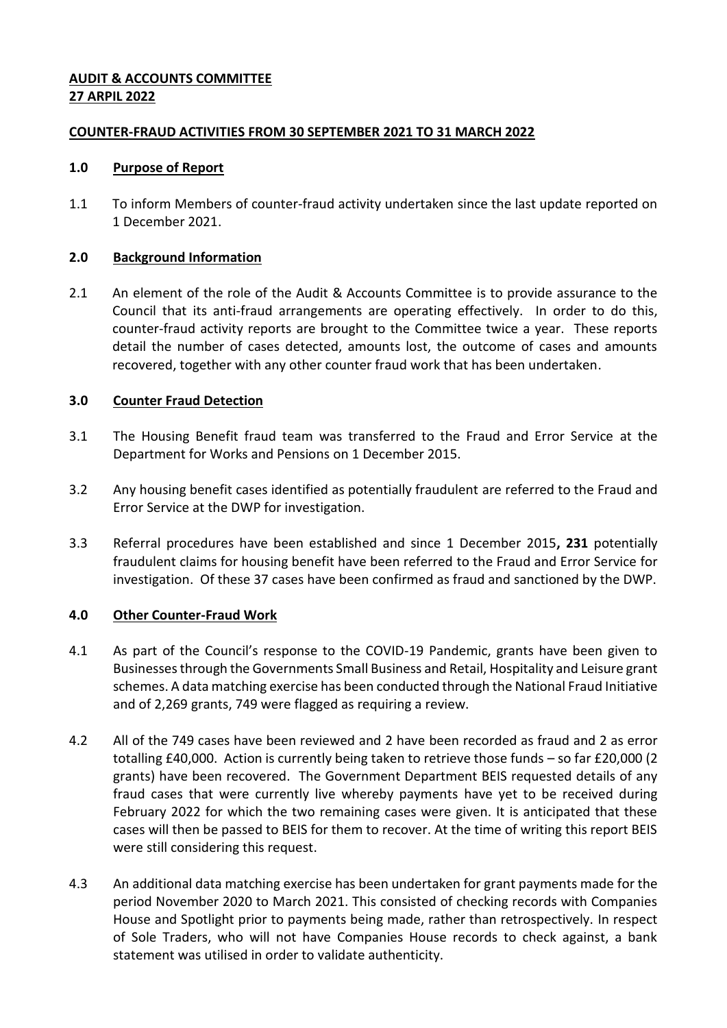**AUDIT & ACCOUNTS COMMITTEE**
**27 ARPIL 2022**

**COUNTER-FRAUD ACTIVITIES FROM 30 SEPTEMBER 2021 TO 31 MARCH 2022**

**1.0 Purpose of Report**

1.1 To inform Members of counter-fraud activity undertaken since the last update reported on 1 December 2021.

**2.0 Background Information**

2.1 An element of the role of the Audit & Accounts Committee is to provide assurance to the Council that its anti-fraud arrangements are operating effectively. In order to do this, counter-fraud activity reports are brought to the Committee twice a year. These reports detail the number of cases detected, amounts lost, the outcome of cases and amounts recovered, together with any other counter fraud work that has been undertaken.

**3.0 Counter Fraud Detection**

3.1 The Housing Benefit fraud team was transferred to the Fraud and Error Service at the Department for Works and Pensions on 1 December 2015.

3.2 Any housing benefit cases identified as potentially fraudulent are referred to the Fraud and Error Service at the DWP for investigation.

3.3 Referral procedures have been established and since 1 December 2015**, 231** potentially fraudulent claims for housing benefit have been referred to the Fraud and Error Service for investigation. Of these 37 cases have been confirmed as fraud and sanctioned by the DWP.

**4.0 Other Counter-Fraud Work**

4.1 As part of the Council's response to the COVID-19 Pandemic, grants have been given to Businesses through the Governments Small Business and Retail, Hospitality and Leisure grant schemes. A data matching exercise has been conducted through the National Fraud Initiative and of 2,269 grants, 749 were flagged as requiring a review.

4.2 All of the 749 cases have been reviewed and 2 have been recorded as fraud and 2 as error totalling £40,000. Action is currently being taken to retrieve those funds – so far £20,000 (2 grants) have been recovered. The Government Department BEIS requested details of any fraud cases that were currently live whereby payments have yet to be received during February 2022 for which the two remaining cases were given. It is anticipated that these cases will then be passed to BEIS for them to recover. At the time of writing this report BEIS were still considering this request.

4.3 An additional data matching exercise has been undertaken for grant payments made for the period November 2020 to March 2021. This consisted of checking records with Companies House and Spotlight prior to payments being made, rather than retrospectively. In respect of Sole Traders, who will not have Companies House records to check against, a bank statement was utilised in order to validate authenticity.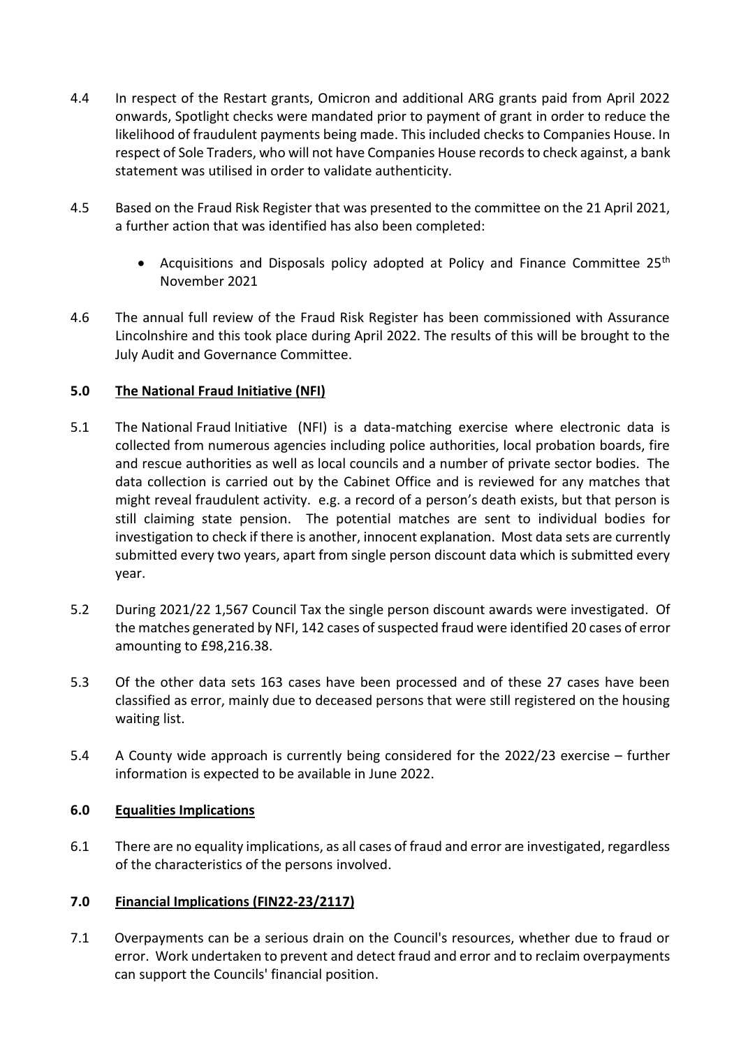4.4 In respect of the Restart grants, Omicron and additional ARG grants paid from April 2022 onwards, Spotlight checks were mandated prior to payment of grant in order to reduce the likelihood of fraudulent payments being made. This included checks to Companies House. In respect of Sole Traders, who will not have Companies House records to check against, a bank statement was utilised in order to validate authenticity.

4.5 Based on the Fraud Risk Register that was presented to the committee on the 21 April 2021, a further action that was identified has also been completed:

- Acquisitions and Disposals policy adopted at Policy and Finance Committee 25th November 2021

4.6 The annual full review of the Fraud Risk Register has been commissioned with Assurance Lincolnshire and this took place during April 2022. The results of this will be brought to the July Audit and Governance Committee.

## 5.0 The National Fraud Initiative (NFI)

5.1 The National Fraud Initiative (NFI) is a data-matching exercise where electronic data is collected from numerous agencies including police authorities, local probation boards, fire and rescue authorities as well as local councils and a number of private sector bodies. The data collection is carried out by the Cabinet Office and is reviewed for any matches that might reveal fraudulent activity. e.g. a record of a person's death exists, but that person is still claiming state pension. The potential matches are sent to individual bodies for investigation to check if there is another, innocent explanation. Most data sets are currently submitted every two years, apart from single person discount data which is submitted every year.

5.2 During 2021/22 1,567 Council Tax the single person discount awards were investigated. Of the matches generated by NFI, 142 cases of suspected fraud were identified 20 cases of error amounting to £98,216.38.

5.3 Of the other data sets 163 cases have been processed and of these 27 cases have been classified as error, mainly due to deceased persons that were still registered on the housing waiting list.

5.4 A County wide approach is currently being considered for the 2022/23 exercise – further information is expected to be available in June 2022.

## 6.0 Equalities Implications

6.1 There are no equality implications, as all cases of fraud and error are investigated, regardless of the characteristics of the persons involved.

## 7.0 Financial Implications (FIN22-23/2117)

7.1 Overpayments can be a serious drain on the Council's resources, whether due to fraud or error. Work undertaken to prevent and detect fraud and error and to reclaim overpayments can support the Councils' financial position.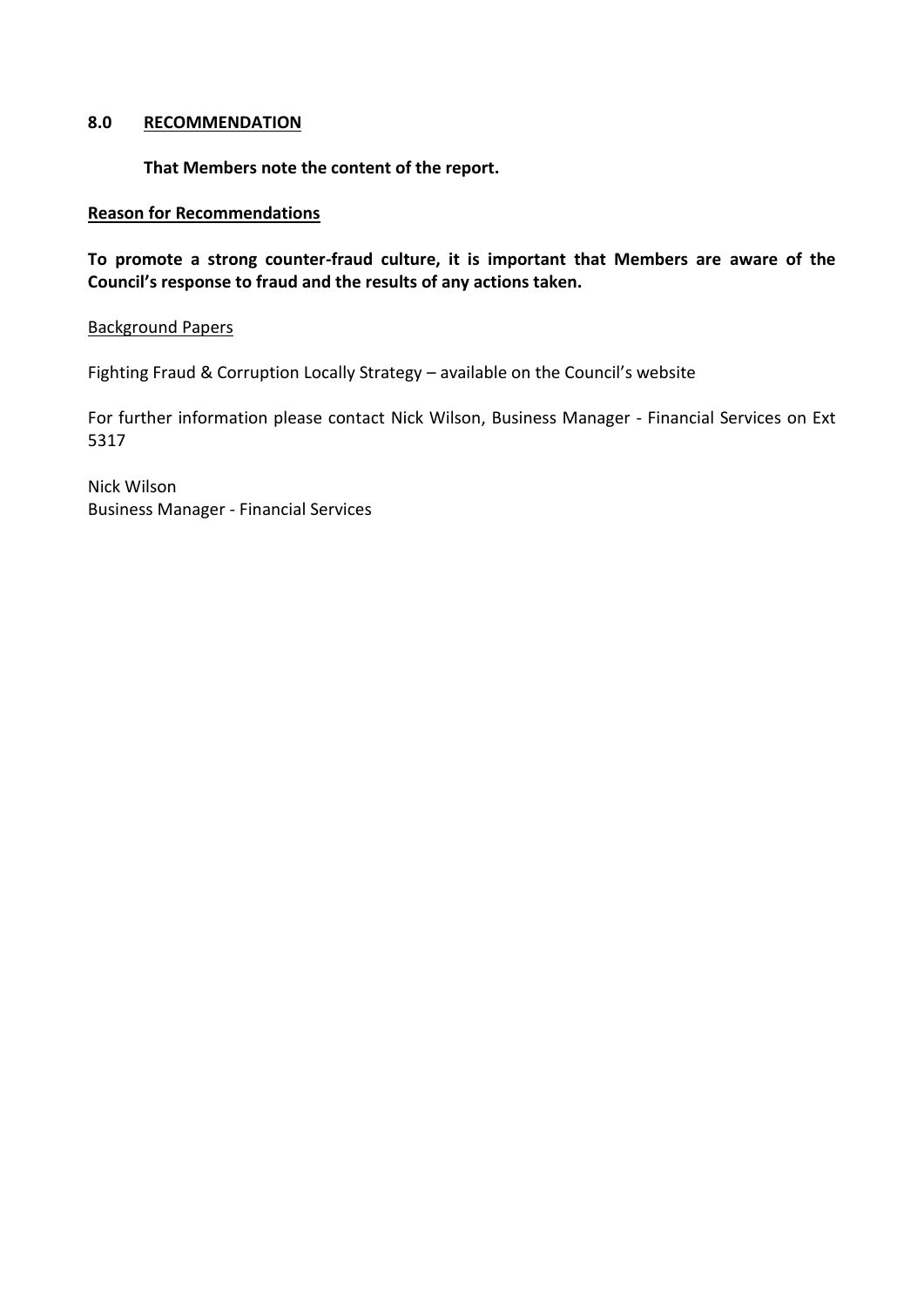## 8.0 RECOMMENDATION

**That Members note the content of the report.**

**Reason for Recommendations**

**To promote a strong counter-fraud culture, it is important that Members are aware of the Council's response to fraud and the results of any actions taken.**

Background Papers

Fighting Fraud & Corruption Locally Strategy – available on the Council's website

For further information please contact Nick Wilson, Business Manager - Financial Services on Ext 5317

Nick Wilson
Business Manager - Financial Services